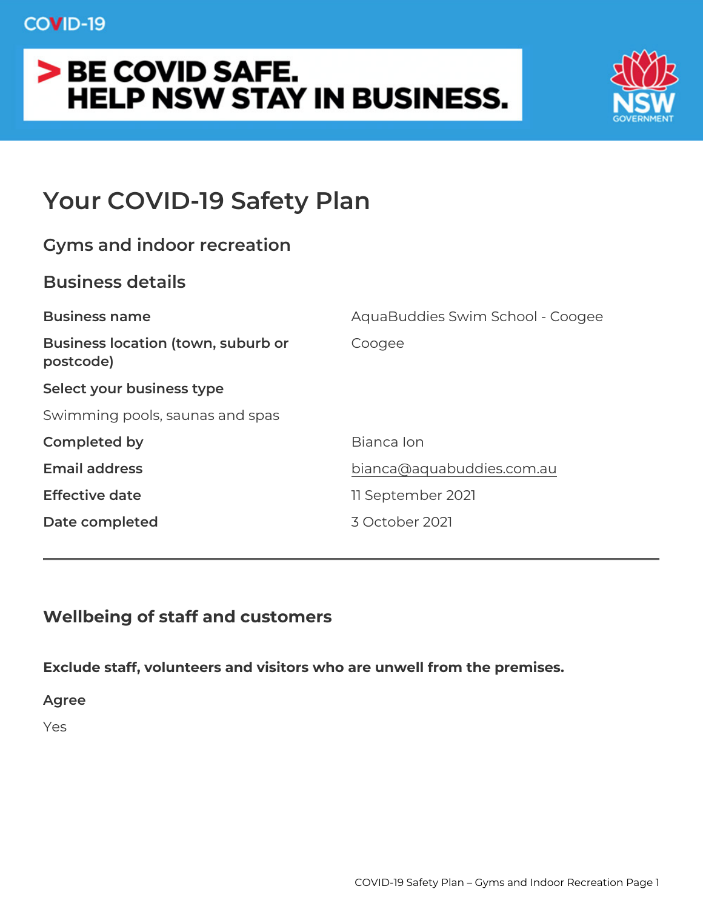COVID-19

> BE COVID SAFE.
> HELP NSW STAY IN BUSINESS.

NSW GOVERNMENT

# Your COVID-19 Safety Plan

## Gyms and indoor recreation

## Business details

| | |
|---|---|
| **Business name** | AquaBuddies Swim School - Coogee |
| **Business location (town, suburb or postcode)** | Coogee |
| **Select your business type** | |
| Swimming pools, saunas and spas | |
| **Completed by** | Bianca Ion |
| **Email address** | bianca@aquabuddies.com.au |
| **Effective date** | 11 September 2021 |
| **Date completed** | 3 October 2021 |

---

## Wellbeing of staff and customers

**Exclude staff, volunteers and visitors who are unwell from the premises.**

**Agree**

Yes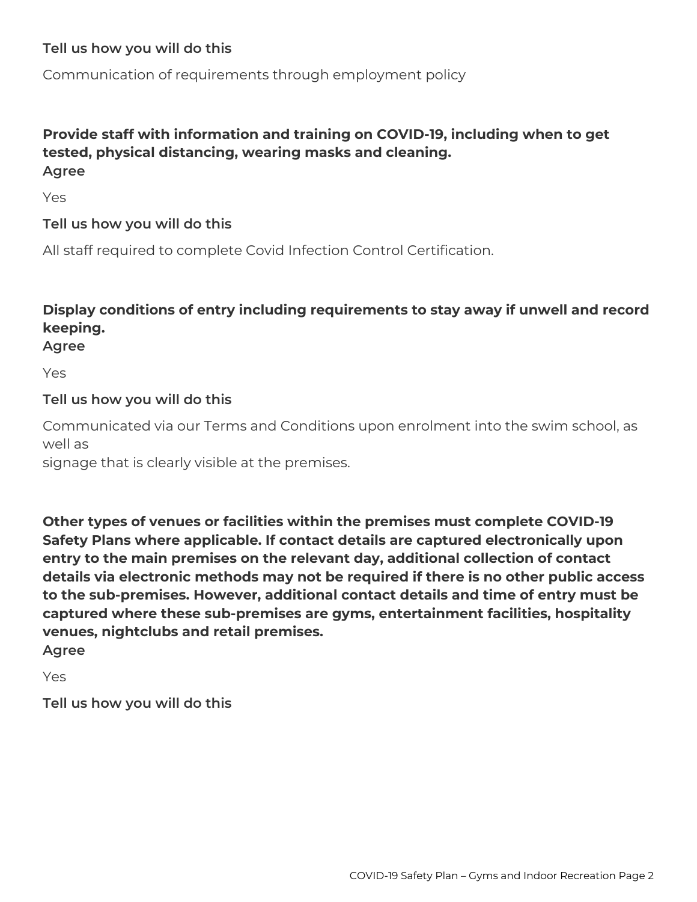**Tell us how you will do this**

Communication of requirements through employment policy

**Provide staff with information and training on COVID-19, including when to get tested, physical distancing, wearing masks and cleaning.**
**Agree**

Yes

**Tell us how you will do this**

All staff required to complete Covid Infection Control Certification.

**Display conditions of entry including requirements to stay away if unwell and record keeping.**
**Agree**

Yes

**Tell us how you will do this**

Communicated via our Terms and Conditions upon enrolment into the swim school, as well as
signage that is clearly visible at the premises.

**Other types of venues or facilities within the premises must complete COVID-19 Safety Plans where applicable. If contact details are captured electronically upon entry to the main premises on the relevant day, additional collection of contact details via electronic methods may not be required if there is no other public access to the sub-premises. However, additional contact details and time of entry must be captured where these sub-premises are gyms, entertainment facilities, hospitality venues, nightclubs and retail premises.**
**Agree**

Yes

**Tell us how you will do this**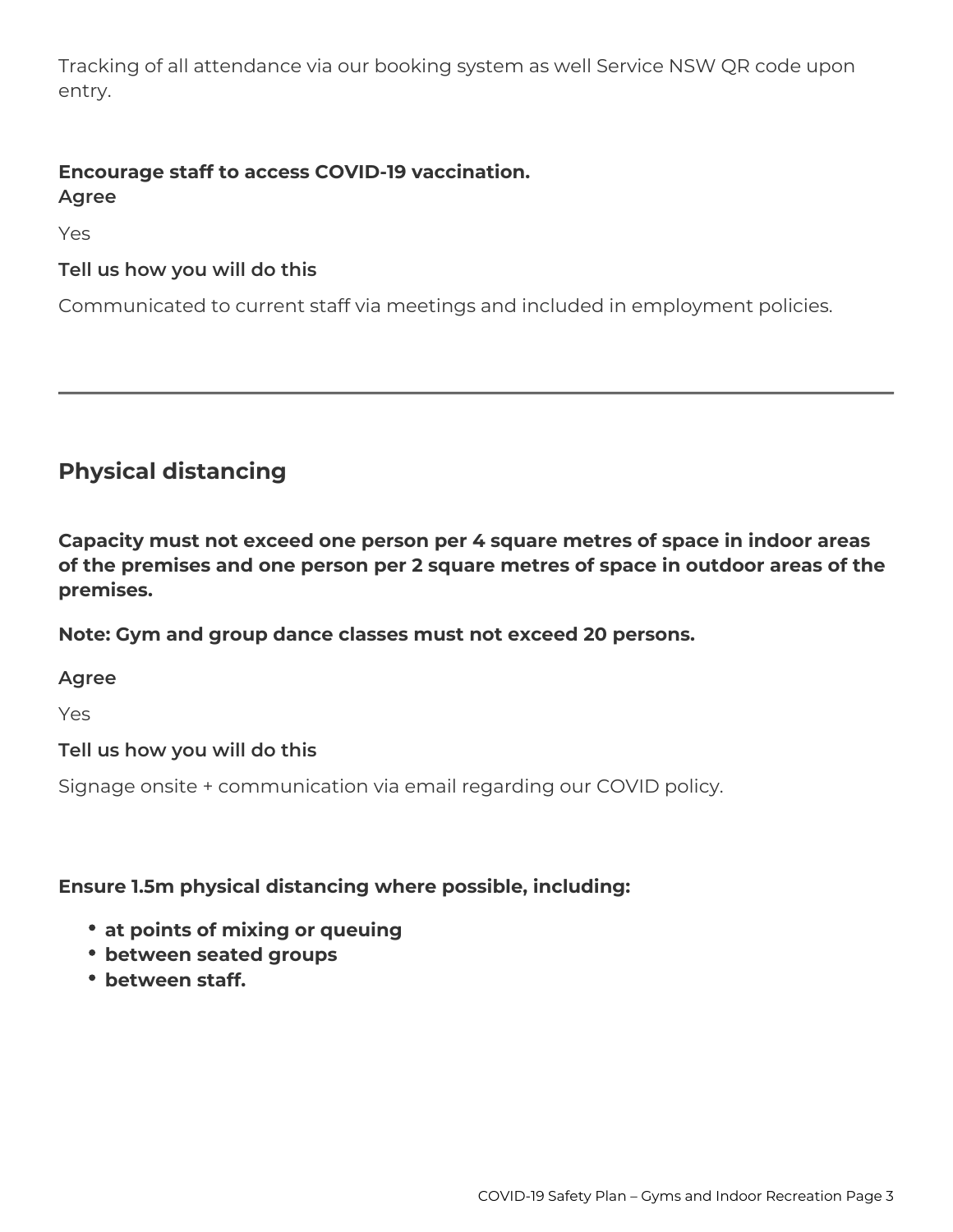Tracking of all attendance via our booking system as well Service NSW QR code upon entry.

**Encourage staff to access COVID-19 vaccination.**
**Agree**

Yes

**Tell us how you will do this**

Communicated to current staff via meetings and included in employment policies.

---

## Physical distancing

**Capacity must not exceed one person per 4 square metres of space in indoor areas of the premises and one person per 2 square metres of space in outdoor areas of the premises.**

**Note: Gym and group dance classes must not exceed 20 persons.**

**Agree**

Yes

**Tell us how you will do this**

Signage onsite + communication via email regarding our COVID policy.

**Ensure 1.5m physical distancing where possible, including:**

- **at points of mixing or queuing**
- **between seated groups**
- **between staff.**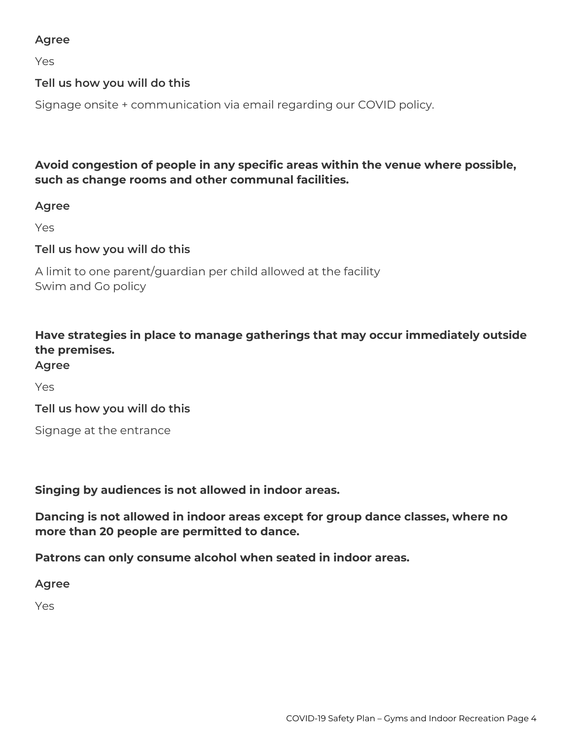**Agree**

Yes

**Tell us how you will do this**

Signage onsite + communication via email regarding our COVID policy.

**Avoid congestion of people in any specific areas within the venue where possible, such as change rooms and other communal facilities.**

**Agree**

Yes

**Tell us how you will do this**

A limit to one parent/guardian per child allowed at the facility
Swim and Go policy

**Have strategies in place to manage gatherings that may occur immediately outside the premises.**

**Agree**

Yes

**Tell us how you will do this**

Signage at the entrance

**Singing by audiences is not allowed in indoor areas.**

**Dancing is not allowed in indoor areas except for group dance classes, where no more than 20 people are permitted to dance.**

**Patrons can only consume alcohol when seated in indoor areas.**

**Agree**

Yes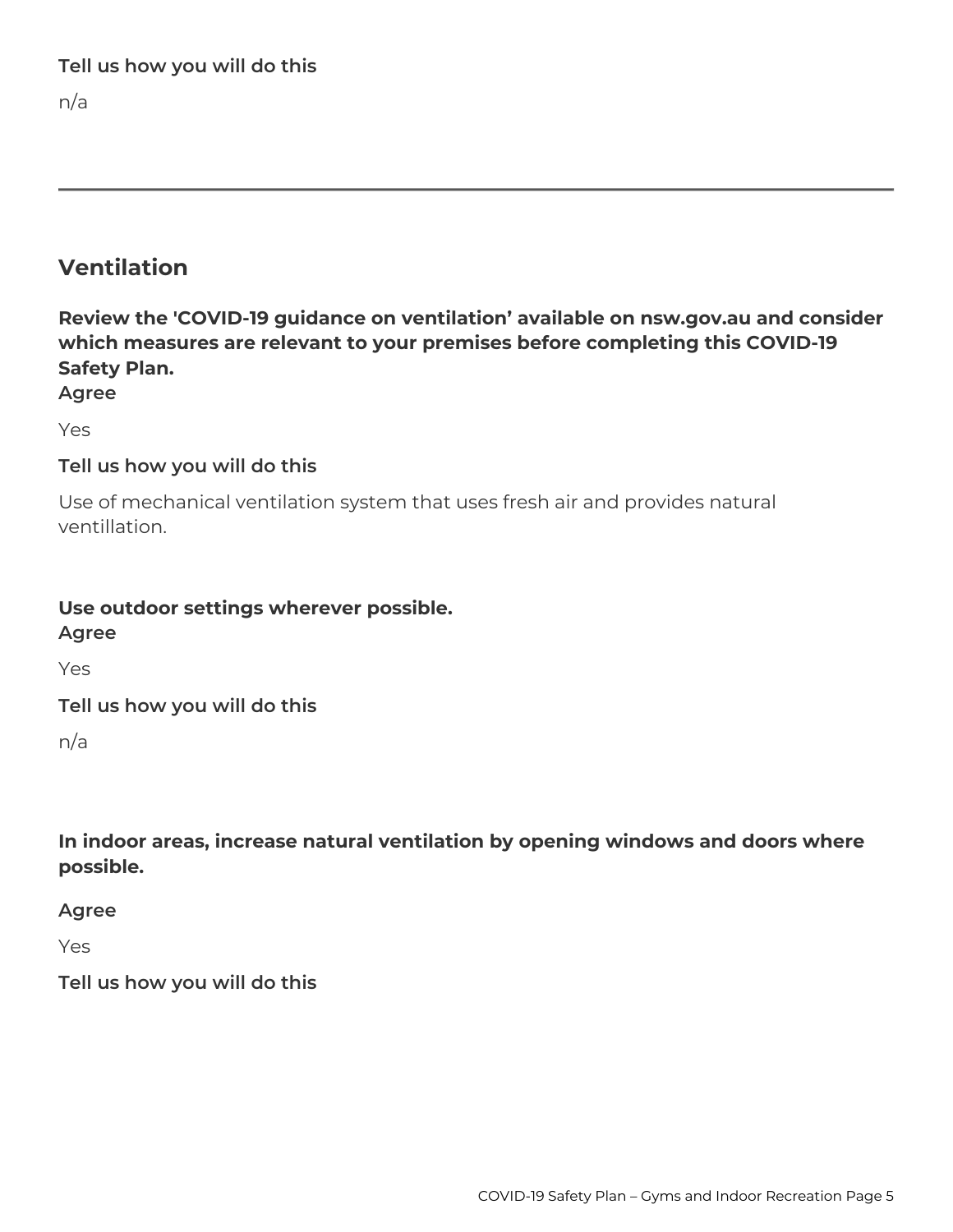**Tell us how you will do this**

n/a

---

## Ventilation

**Review the 'COVID-19 guidance on ventilation' available on nsw.gov.au and consider which measures are relevant to your premises before completing this COVID-19 Safety Plan.**
**Agree**

Yes

**Tell us how you will do this**

Use of mechanical ventilation system that uses fresh air and provides natural ventillation.

**Use outdoor settings wherever possible.**
**Agree**

Yes

**Tell us how you will do this**

n/a

**In indoor areas, increase natural ventilation by opening windows and doors where possible.**

**Agree**

Yes

**Tell us how you will do this**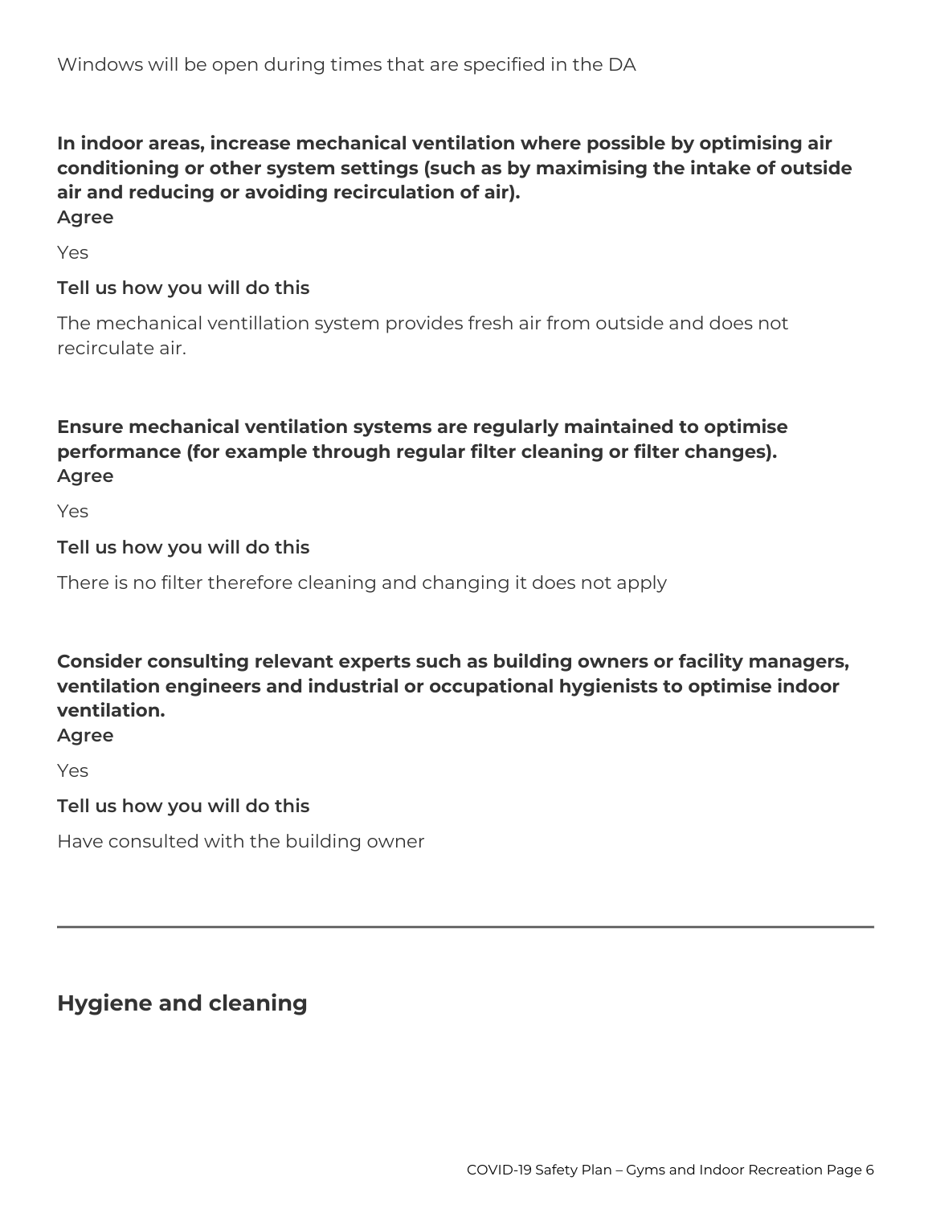Windows will be open during times that are specified in the DA

**In indoor areas, increase mechanical ventilation where possible by optimising air conditioning or other system settings (such as by maximising the intake of outside air and reducing or avoiding recirculation of air).**
**Agree**

Yes

**Tell us how you will do this**

The mechanical ventillation system provides fresh air from outside and does not recirculate air.

**Ensure mechanical ventilation systems are regularly maintained to optimise performance (for example through regular filter cleaning or filter changes).**
**Agree**

Yes

**Tell us how you will do this**

There is no filter therefore cleaning and changing it does not apply

**Consider consulting relevant experts such as building owners or facility managers, ventilation engineers and industrial or occupational hygienists to optimise indoor ventilation.**
**Agree**

Yes

**Tell us how you will do this**

Have consulted with the building owner

---

## Hygiene and cleaning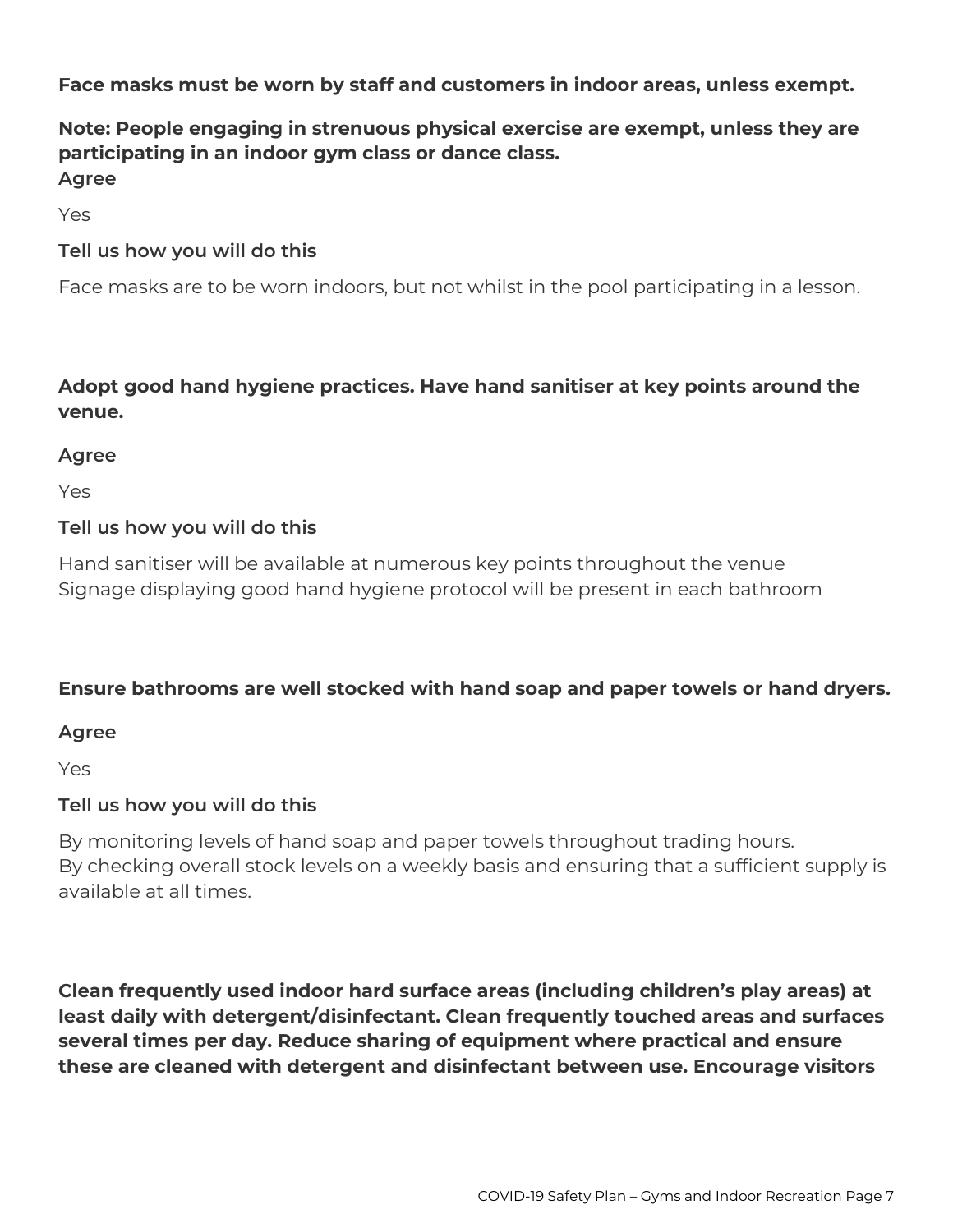**Face masks must be worn by staff and customers in indoor areas, unless exempt.**

**Note: People engaging in strenuous physical exercise are exempt, unless they are participating in an indoor gym class or dance class.**

**Agree**

Yes

**Tell us how you will do this**

Face masks are to be worn indoors, but not whilst in the pool participating in a lesson.

**Adopt good hand hygiene practices. Have hand sanitiser at key points around the venue.**

**Agree**

Yes

**Tell us how you will do this**

Hand sanitiser will be available at numerous key points throughout the venue
Signage displaying good hand hygiene protocol will be present in each bathroom

**Ensure bathrooms are well stocked with hand soap and paper towels or hand dryers.**

**Agree**

Yes

**Tell us how you will do this**

By monitoring levels of hand soap and paper towels throughout trading hours.
By checking overall stock levels on a weekly basis and ensuring that a sufficient supply is available at all times.

**Clean frequently used indoor hard surface areas (including children's play areas) at least daily with detergent/disinfectant. Clean frequently touched areas and surfaces several times per day. Reduce sharing of equipment where practical and ensure these are cleaned with detergent and disinfectant between use. Encourage visitors**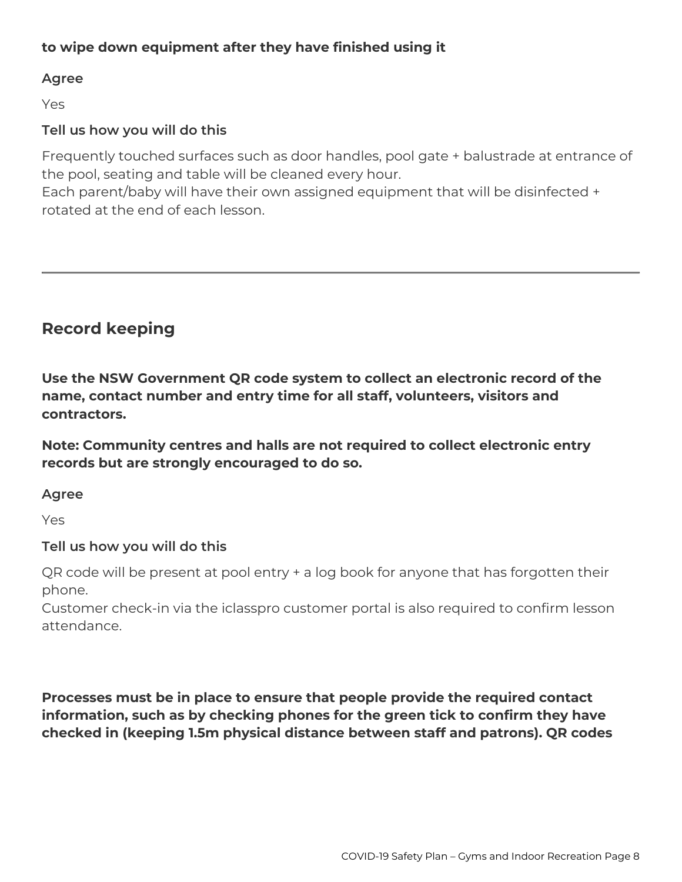**to wipe down equipment after they have finished using it**

**Agree**

Yes

**Tell us how you will do this**

Frequently touched surfaces such as door handles, pool gate + balustrade at entrance of the pool, seating and table will be cleaned every hour.
Each parent/baby will have their own assigned equipment that will be disinfected + rotated at the end of each lesson.

---

## Record keeping

**Use the NSW Government QR code system to collect an electronic record of the name, contact number and entry time for all staff, volunteers, visitors and contractors.**

**Note: Community centres and halls are not required to collect electronic entry records but are strongly encouraged to do so.**

**Agree**

Yes

**Tell us how you will do this**

QR code will be present at pool entry + a log book for anyone that has forgotten their phone.
Customer check-in via the iclasspro customer portal is also required to confirm lesson attendance.

**Processes must be in place to ensure that people provide the required contact information, such as by checking phones for the green tick to confirm they have checked in (keeping 1.5m physical distance between staff and patrons). QR codes**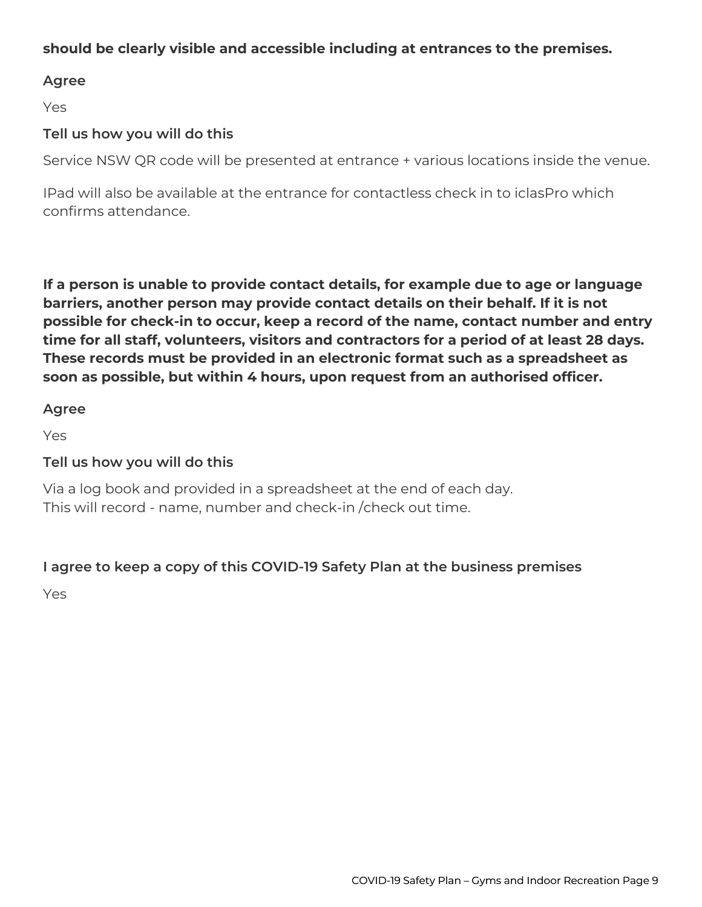**should be clearly visible and accessible including at entrances to the premises.**

**Agree**

Yes

**Tell us how you will do this**

Service NSW QR code will be presented at entrance + various locations inside the venue.

IPad will also be available at the entrance for contactless check in to iclasPro which confirms attendance.

**If a person is unable to provide contact details, for example due to age or language barriers, another person may provide contact details on their behalf. If it is not possible for check-in to occur, keep a record of the name, contact number and entry time for all staff, volunteers, visitors and contractors for a period of at least 28 days. These records must be provided in an electronic format such as a spreadsheet as soon as possible, but within 4 hours, upon request from an authorised officer.**

**Agree**

Yes

**Tell us how you will do this**

Via a log book and provided in a spreadsheet at the end of each day.
This will record - name, number and check-in /check out time.

**I agree to keep a copy of this COVID-19 Safety Plan at the business premises**

Yes